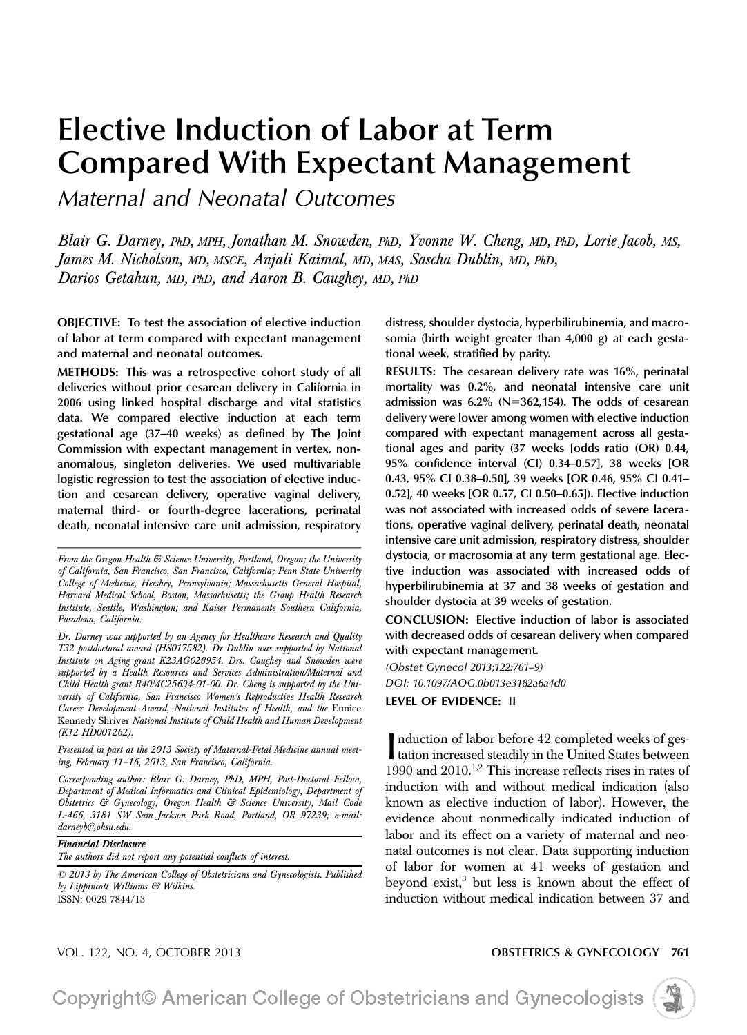# Elective Induction of Labor at Term Compared With Expectant Management

*Maternal and Neonatal Outcomes*

*Blair G. Darney, PhD, MPH, Jonathan M. Snowden, PhD, Yvonne W. Cheng, MD, PhD, Lorie Jacob, MS, James M. Nicholson, MD, MSCE, Anjali Kaimal, MD, MAS, Sascha Dublin, MD, PhD, Darios Getahun, MD, PhD, and Aaron B. Caughey, MD, PhD*

**OBJECTIVE:** To test the association of elective induction of labor at term compared with expectant management and maternal and neonatal outcomes.

**METHODS:** This was a retrospective cohort study of all deliveries without prior cesarean delivery in California in 2006 using linked hospital discharge and vital statistics data. We compared elective induction at each term gestational age (37–40 weeks) as defined by The Joint Commission with expectant management in vertex, nonanomalous, singleton deliveries. We used multivariable logistic regression to test the association of elective induction and cesarean delivery, operative vaginal delivery, maternal third- or fourth-degree lacerations, perinatal death, neonatal intensive care unit admission, respiratory distress, shoulder dystocia, hyperbilirubinemia, and macrosomia (birth weight greater than 4,000 g) at each gestational week, stratified by parity.

**RESULTS:** The cesarean delivery rate was 16%, perinatal mortality was 0.2%, and neonatal intensive care unit admission was 6.2% (N=362,154). The odds of cesarean delivery were lower among women with elective induction compared with expectant management across all gestational ages and parity (37 weeks [odds ratio (OR) 0.44, 95% confidence interval (CI) 0.34–0.57], 38 weeks [OR 0.43, 95% CI 0.38–0.50], 39 weeks [OR 0.46, 95% CI 0.41–0.52], 40 weeks [OR 0.57, CI 0.50–0.65]). Elective induction was not associated with increased odds of severe lacerations, operative vaginal delivery, perinatal death, neonatal intensive care unit admission, respiratory distress, shoulder dystocia, or macrosomia at any term gestational age. Elective induction was associated with increased odds of hyperbilirubinemia at 37 and 38 weeks of gestation and shoulder dystocia at 39 weeks of gestation.

**CONCLUSION:** Elective induction of labor is associated with decreased odds of cesarean delivery when compared with expectant management.

*(Obstet Gynecol 2013;122:761–9)*

*DOI: 10.1097/AOG.0b013e3182a6a4d0*

**LEVEL OF EVIDENCE:** II

*From the Oregon Health & Science University, Portland, Oregon; the University of California, San Francisco, San Francisco, California; Penn State University College of Medicine, Hershey, Pennsylvania; Massachusetts General Hospital, Harvard Medical School, Boston, Massachusetts; the Group Health Research Institute, Seattle, Washington; and Kaiser Permanente Southern California, Pasadena, California.*

*Dr. Darney was supported by an Agency for Healthcare Research and Quality T32 postdoctoral award (HS017582). Dr Dublin was supported by National Institute on Aging grant K23AG028954. Drs. Caughey and Snowden were supported by a Health Resources and Services Administration/Maternal and Child Health grant R40MC25694-01-00. Dr. Cheng is supported by the University of California, San Francisco Women's Reproductive Health Research Career Development Award, National Institutes of Health, and the* Eunice Kennedy Shriver *National Institute of Child Health and Human Development (K12 HD001262).*

*Presented in part at the 2013 Society of Maternal-Fetal Medicine annual meeting, February 11–16, 2013, San Francisco, California.*

*Corresponding author: Blair G. Darney, PhD, MPH, Post-Doctoral Fellow, Department of Medical Informatics and Clinical Epidemiology, Department of Obstetrics & Gynecology, Oregon Health & Science University, Mail Code L-466, 3181 SW Sam Jackson Park Road, Portland, OR 97239; e-mail: darneyb@ohsu.edu.*

***Financial Disclosure***
*The authors did not report any potential conflicts of interest.*

*© 2013 by The American College of Obstetricians and Gynecologists. Published by Lippincott Williams & Wilkins.*
ISSN: 0029-7844/13

Induction of labor before 42 completed weeks of gestation increased steadily in the United States between 1990 and 2010.[1,2] This increase reflects rises in rates of induction with and without medical indication (also known as elective induction of labor). However, the evidence about nonmedically indicated induction of labor and its effect on a variety of maternal and neonatal outcomes is not clear. Data supporting induction of labor for women at 41 weeks of gestation and beyond exist,[3] but less is known about the effect of induction without medical indication between 37 and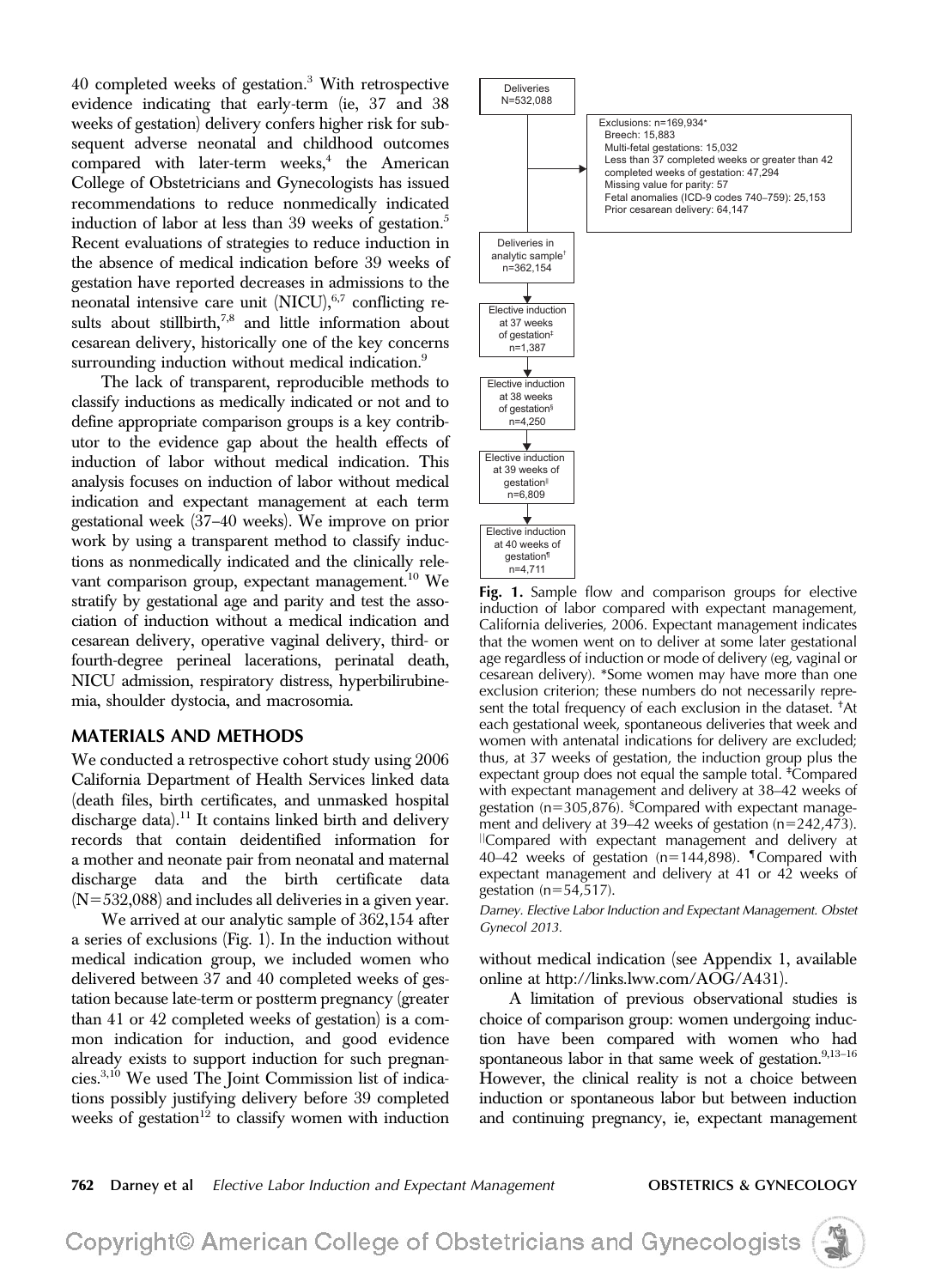40 completed weeks of gestation.[3] With retrospective evidence indicating that early-term (ie, 37 and 38 weeks of gestation) delivery confers higher risk for subsequent adverse neonatal and childhood outcomes compared with later-term weeks,[4] the American College of Obstetricians and Gynecologists has issued recommendations to reduce nonmedically indicated induction of labor at less than 39 weeks of gestation.[5] Recent evaluations of strategies to reduce induction in the absence of medical indication before 39 weeks of gestation have reported decreases in admissions to the neonatal intensive care unit (NICU),[6,7] conflicting results about stillbirth,[7,8] and little information about cesarean delivery, historically one of the key concerns surrounding induction without medical indication.[9]

The lack of transparent, reproducible methods to classify inductions as medically indicated or not and to define appropriate comparison groups is a key contributor to the evidence gap about the health effects of induction of labor without medical indication. This analysis focuses on induction of labor without medical indication and expectant management at each term gestational week (37–40 weeks). We improve on prior work by using a transparent method to classify inductions as nonmedically indicated and the clinically relevant comparison group, expectant management.[10] We stratify by gestational age and parity and test the association of induction without a medical indication and cesarean delivery, operative vaginal delivery, third- or fourth-degree perineal lacerations, perinatal death, NICU admission, respiratory distress, hyperbilirubinemia, shoulder dystocia, and macrosomia.

## MATERIALS AND METHODS

We conducted a retrospective cohort study using 2006 California Department of Health Services linked data (death files, birth certificates, and unmasked hospital discharge data).[11] It contains linked birth and delivery records that contain deidentified information for a mother and neonate pair from neonatal and maternal discharge data and the birth certificate data (N=532,088) and includes all deliveries in a given year.

We arrived at our analytic sample of 362,154 after a series of exclusions (Fig. 1). In the induction without medical indication group, we included women who delivered between 37 and 40 completed weeks of gestation because late-term or postterm pregnancy (greater than 41 or 42 completed weeks of gestation) is a common indication for induction, and good evidence already exists to support induction for such pregnancies.[3,10] We used The Joint Commission list of indications possibly justifying delivery before 39 completed weeks of gestation[12] to classify women with induction without medical indication (see Appendix 1, available online at http://links.lww.com/AOG/A431).

A limitation of previous observational studies is choice of comparison group: women undergoing induction have been compared with women who had spontaneous labor in that same week of gestation.[9,13–16] However, the clinical reality is not a choice between induction or spontaneous labor but between induction and continuing pregnancy, ie, expectant management

Deliveries N=532,088

Exclusions: n=169,934*
- Breech: 15,883
- Multi-fetal gestations: 15,032
- Less than 37 completed weeks or greater than 42 completed weeks of gestation: 47,294
- Missing value for parity: 57
- Fetal anomalies (ICD-9 codes 740–759): 25,153
- Prior cesarean delivery: 64,147

Deliveries in analytic sample† n=362,154

Elective induction at 37 weeks of gestation‡ n=1,387

Elective induction at 38 weeks of gestation§ n=4,250

Elective induction at 39 weeks of gestation|| n=6,809

Elective induction at 40 weeks of gestation¶ n=4,711

**Fig. 1.** Sample flow and comparison groups for elective induction of labor compared with expectant management, California deliveries, 2006. Expectant management indicates that the women went on to deliver at some later gestational age regardless of induction or mode of delivery (eg, vaginal or cesarean delivery). *Some women may have more than one exclusion criterion; these numbers do not necessarily represent the total frequency of each exclusion in the dataset. †At each gestational week, spontaneous deliveries that week and women with antenatal indications for delivery are excluded; thus, at 37 weeks of gestation, the induction group plus the expectant group does not equal the sample total. ‡Compared with expectant management and delivery at 38–42 weeks of gestation (n=305,876). §Compared with expectant management and delivery at 39–42 weeks of gestation (n=242,473). ||Compared with expectant management and delivery at 40–42 weeks of gestation (n=144,898). ¶Compared with expectant management and delivery at 41 or 42 weeks of gestation (n=54,517).

*Darney. Elective Labor Induction and Expectant Management. Obstet Gynecol 2013.*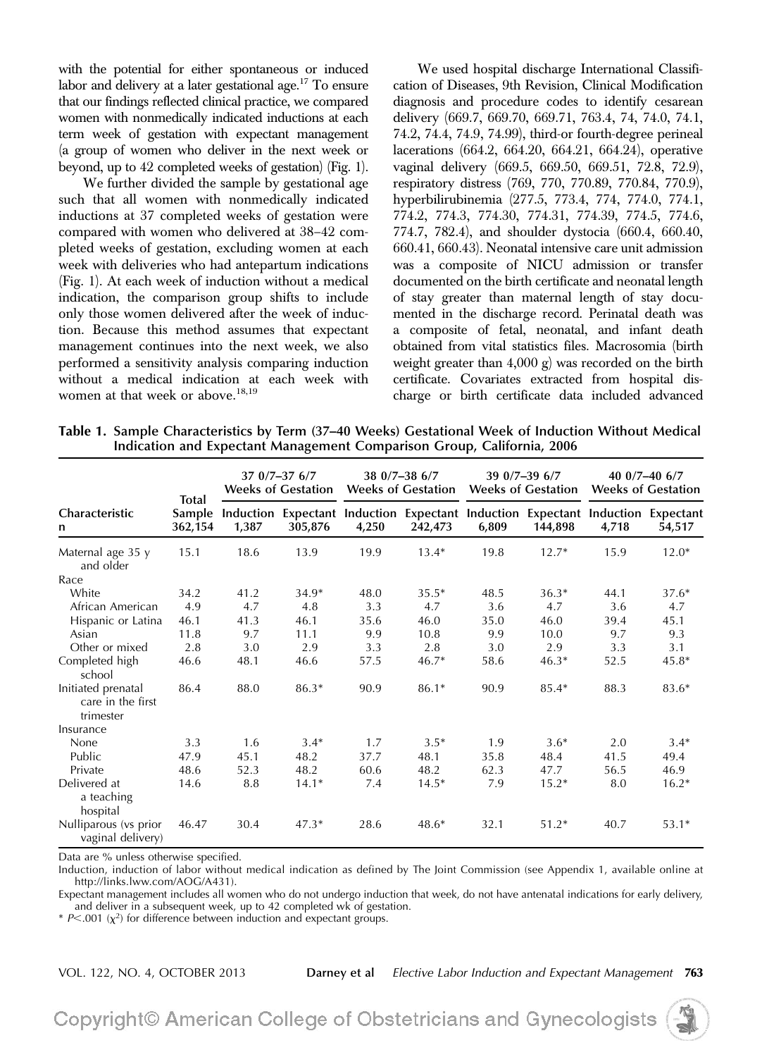with the potential for either spontaneous or induced labor and delivery at a later gestational age.[17] To ensure that our findings reflected clinical practice, we compared women with nonmedically indicated inductions at each term week of gestation with expectant management (a group of women who deliver in the next week or beyond, up to 42 completed weeks of gestation) (Fig. 1).

We further divided the sample by gestational age such that all women with nonmedically indicated inductions at 37 completed weeks of gestation were compared with women who delivered at 38–42 completed weeks of gestation, excluding women at each week with deliveries who had antepartum indications (Fig. 1). At each week of induction without a medical indication, the comparison group shifts to include only those women delivered after the week of induction. Because this method assumes that expectant management continues into the next week, we also performed a sensitivity analysis comparing induction without a medical indication at each week with women at that week or above.[18,19]

We used hospital discharge International Classification of Diseases, 9th Revision, Clinical Modification diagnosis and procedure codes to identify cesarean delivery (669.7, 669.70, 669.71, 763.4, 74, 74.0, 74.1, 74.2, 74.4, 74.9, 74.99), third-or fourth-degree perineal lacerations (664.2, 664.20, 664.21, 664.24), operative vaginal delivery (669.5, 669.50, 669.51, 72.8, 72.9), respiratory distress (769, 770, 770.89, 770.84, 770.9), hyperbilirubinemia (277.5, 773.4, 774, 774.0, 774.1, 774.2, 774.3, 774.30, 774.31, 774.39, 774.5, 774.6, 774.7, 782.4), and shoulder dystocia (660.4, 660.40, 660.41, 660.43). Neonatal intensive care unit admission was a composite of NICU admission or transfer documented on the birth certificate and neonatal length of stay greater than maternal length of stay documented in the discharge record. Perinatal death was a composite of fetal, neonatal, and infant death obtained from vital statistics files. Macrosomia (birth weight greater than 4,000 g) was recorded on the birth certificate. Covariates extracted from hospital discharge or birth certificate data included advanced

**Table 1. Sample Characteristics by Term (37–40 Weeks) Gestational Week of Induction Without Medical Indication and Expectant Management Comparison Group, California, 2006**

| Characteristic | Total Sample | 37 0/7–37 6/7 Weeks of Gestation | | 38 0/7–38 6/7 Weeks of Gestation | | 39 0/7–39 6/7 Weeks of Gestation | | 40 0/7–40 6/7 Weeks of Gestation | |
|---|---|---|---|---|---|---|---|---|---|
| | | Induction | Expectant | Induction | Expectant | Induction | Expectant | Induction | Expectant |
| n | 362,154 | 1,387 | 305,876 | 4,250 | 242,473 | 6,809 | 144,898 | 4,718 | 54,517 |
| Maternal age 35 y and older | 15.1 | 18.6 | 13.9 | 19.9 | 13.4* | 19.8 | 12.7* | 15.9 | 12.0* |
| Race | | | | | | | | | |
| White | 34.2 | 41.2 | 34.9* | 48.0 | 35.5* | 48.5 | 36.3* | 44.1 | 37.6* |
| African American | 4.9 | 4.7 | 4.8 | 3.3 | 4.7 | 3.6 | 4.7 | 3.6 | 4.7 |
| Hispanic or Latina | 46.1 | 41.3 | 46.1 | 35.6 | 46.0 | 35.0 | 46.0 | 39.4 | 45.1 |
| Asian | 11.8 | 9.7 | 11.1 | 9.9 | 10.8 | 9.9 | 10.0 | 9.7 | 9.3 |
| Other or mixed | 2.8 | 3.0 | 2.9 | 3.3 | 2.8 | 3.0 | 2.9 | 3.3 | 3.1 |
| Completed high school | 46.6 | 48.1 | 46.6 | 57.5 | 46.7* | 58.6 | 46.3* | 52.5 | 45.8* |
| Initiated prenatal care in the first trimester | 86.4 | 88.0 | 86.3* | 90.9 | 86.1* | 90.9 | 85.4* | 88.3 | 83.6* |
| Insurance | | | | | | | | | |
| None | 3.3 | 1.6 | 3.4* | 1.7 | 3.5* | 1.9 | 3.6* | 2.0 | 3.4* |
| Public | 47.9 | 45.1 | 48.2 | 37.7 | 48.1 | 35.8 | 48.4 | 41.5 | 49.4 |
| Private | 48.6 | 52.3 | 48.2 | 60.6 | 48.2 | 62.3 | 47.7 | 56.5 | 46.9 |
| Delivered at a teaching hospital | 14.6 | 8.8 | 14.1* | 7.4 | 14.5* | 7.9 | 15.2* | 8.0 | 16.2* |
| Nulliparous (vs prior vaginal delivery) | 46.47 | 30.4 | 47.3* | 28.6 | 48.6* | 32.1 | 51.2* | 40.7 | 53.1* |

Data are % unless otherwise specified.

Induction, induction of labor without medical indication as defined by The Joint Commission (see Appendix 1, available online at http://links.lww.com/AOG/A431).

Expectant management includes all women who do not undergo induction that week, do not have antenatal indications for early delivery, and deliver in a subsequent week, up to 42 completed wk of gestation.

\* $P<.001$ ($\chi^2$) for difference between induction and expectant groups.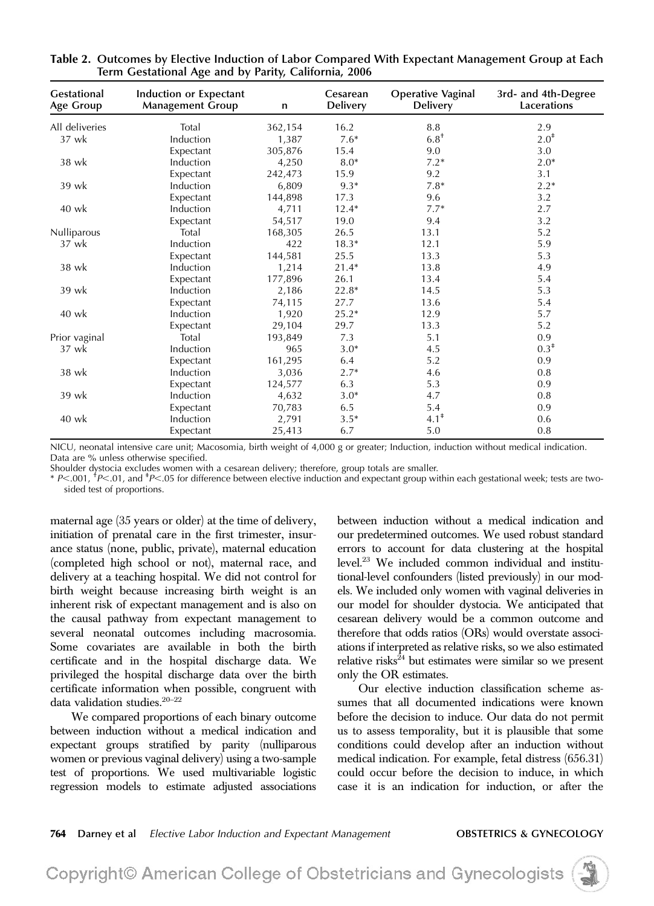**Table 2. Outcomes by Elective Induction of Labor Compared With Expectant Management Group at Each Term Gestational Age and by Parity, California, 2006**

| Gestational Age Group | Induction or Expectant Management Group | n | Cesarean Delivery | Operative Vaginal Delivery | 3rd- and 4th-Degree Lacerations |
|---|---|---|---|---|---|
| All deliveries | Total | 362,154 | 16.2 | 8.8 | 2.9 |
| 37 wk | Induction | 1,387 | 7.6* | 6.8† | 2.0‡ |
| | Expectant | 305,876 | 15.4 | 9.0 | 3.0 |
| 38 wk | Induction | 4,250 | 8.0* | 7.2* | 2.0* |
| | Expectant | 242,473 | 15.9 | 9.2 | 3.1 |
| 39 wk | Induction | 6,809 | 9.3* | 7.8* | 2.2* |
| | Expectant | 144,898 | 17.3 | 9.6 | 3.2 |
| 40 wk | Induction | 4,711 | 12.4* | 7.7* | 2.7 |
| | Expectant | 54,517 | 19.0 | 9.4 | 3.2 |
| Nulliparous | Total | 168,305 | 26.5 | 13.1 | 5.2 |
| 37 wk | Induction | 422 | 18.3* | 12.1 | 5.9 |
| | Expectant | 144,581 | 25.5 | 13.3 | 5.3 |
| 38 wk | Induction | 1,214 | 21.4* | 13.8 | 4.9 |
| | Expectant | 177,896 | 26.1 | 13.4 | 5.4 |
| 39 wk | Induction | 2,186 | 22.8* | 14.5 | 5.3 |
| | Expectant | 74,115 | 27.7 | 13.6 | 5.4 |
| 40 wk | Induction | 1,920 | 25.2* | 12.9 | 5.7 |
| | Expectant | 29,104 | 29.7 | 13.3 | 5.2 |
| Prior vaginal | Total | 193,849 | 7.3 | 5.1 | 0.9 |
| 37 wk | Induction | 965 | 3.0* | 4.5 | 0.3‡ |
| | Expectant | 161,295 | 6.4 | 5.2 | 0.9 |
| 38 wk | Induction | 3,036 | 2.7* | 4.6 | 0.8 |
| | Expectant | 124,577 | 6.3 | 5.3 | 0.9 |
| 39 wk | Induction | 4,632 | 3.0* | 4.7 | 0.8 |
| | Expectant | 70,783 | 6.5 | 5.4 | 0.9 |
| 40 wk | Induction | 2,791 | 3.5* | 4.1‡ | 0.6 |
| | Expectant | 25,413 | 6.7 | 5.0 | 0.8 |

NICU, neonatal intensive care unit; Macosomia, birth weight of 4,000 g or greater; Induction, induction without medical indication. Data are % unless otherwise specified.
Shoulder dystocia excludes women with a cesarean delivery; therefore, group totals are smaller.
* $P<.001$, † $P<.01$, and ‡ $P<.05$ for difference between elective induction and expectant group within each gestational week; tests are two-sided test of proportions.

maternal age (35 years or older) at the time of delivery, initiation of prenatal care in the first trimester, insurance status (none, public, private), maternal education (completed high school or not), maternal race, and delivery at a teaching hospital. We did not control for birth weight because increasing birth weight is an inherent risk of expectant management and is also on the causal pathway from expectant management to several neonatal outcomes including macrosomia. Some covariates are available in both the birth certificate and in the hospital discharge data. We privileged the hospital discharge data over the birth certificate information when possible, congruent with data validation studies.[20–22]

We compared proportions of each binary outcome between induction without a medical indication and expectant groups stratified by parity (nulliparous women or previous vaginal delivery) using a two-sample test of proportions. We used multivariable logistic regression models to estimate adjusted associations between induction without a medical indication and our predetermined outcomes. We used robust standard errors to account for data clustering at the hospital level.[23] We included common individual and institutional-level confounders (listed previously) in our models. We included only women with vaginal deliveries in our model for shoulder dystocia. We anticipated that cesarean delivery would be a common outcome and therefore that odds ratios (ORs) would overstate associations if interpreted as relative risks, so we also estimated relative risks[24] but estimates were similar so we present only the OR estimates.

Our elective induction classification scheme assumes that all documented indications were known before the decision to induce. Our data do not permit us to assess temporality, but it is plausible that some conditions could develop after an induction without medical indication. For example, fetal distress (656.31) could occur before the decision to induce, in which case it is an indication for induction, or after the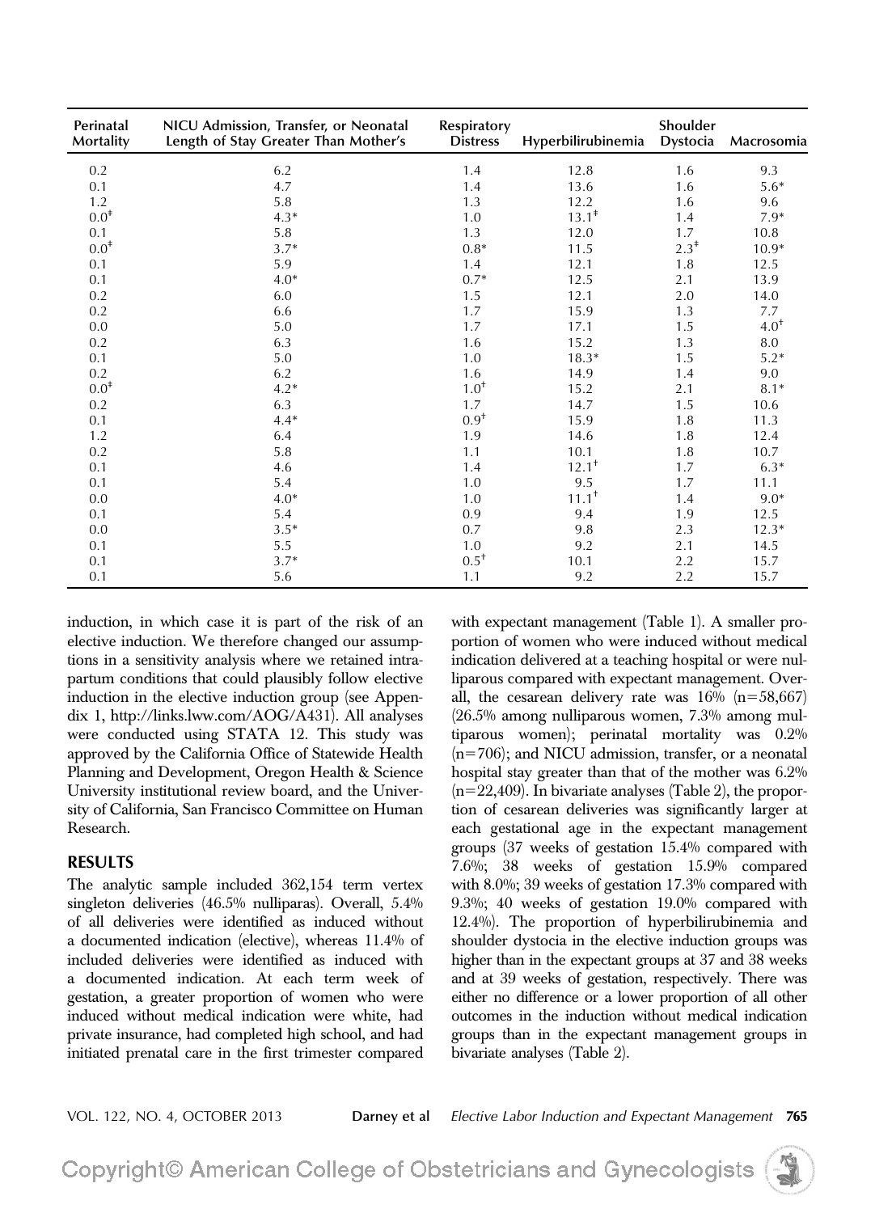| Perinatal Mortality | NICU Admission, Transfer, or Neonatal Length of Stay Greater Than Mother's | Respiratory Distress | Hyperbilirubinemia | Shoulder Dystocia | Macrosomia |
|---|---|---|---|---|---|
| 0.2 | 6.2 | 1.4 | 12.8 | 1.6 | 9.3 |
| 0.1 | 4.7 | 1.4 | 13.6 | 1.6 | 5.6* |
| 1.2 | 5.8 | 1.3 | 12.2 | 1.6 | 9.6 |
| 0.0‡ | 4.3* | 1.0 | 13.1‡ | 1.4 | 7.9* |
| 0.1 | 5.8 | 1.3 | 12.0 | 1.7 | 10.8 |
| 0.0‡ | 3.7* | 0.8* | 11.5 | 2.3‡ | 10.9* |
| 0.1 | 5.9 | 1.4 | 12.1 | 1.8 | 12.5 |
| 0.1 | 4.0* | 0.7* | 12.5 | 2.1 | 13.9 |
| 0.2 | 6.0 | 1.5 | 12.1 | 2.0 | 14.0 |
| 0.2 | 6.6 | 1.7 | 15.9 | 1.3 | 7.7 |
| 0.0 | 5.0 | 1.7 | 17.1 | 1.5 | 4.0† |
| 0.2 | 6.3 | 1.6 | 15.2 | 1.3 | 8.0 |
| 0.1 | 5.0 | 1.0 | 18.3* | 1.5 | 5.2* |
| 0.2 | 6.2 | 1.6 | 14.9 | 1.4 | 9.0 |
| 0.0‡ | 4.2* | 1.0† | 15.2 | 2.1 | 8.1* |
| 0.2 | 6.3 | 1.7 | 14.7 | 1.5 | 10.6 |
| 0.1 | 4.4* | 0.9† | 15.9 | 1.8 | 11.3 |
| 1.2 | 6.4 | 1.9 | 14.6 | 1.8 | 12.4 |
| 0.2 | 5.8 | 1.1 | 10.1 | 1.8 | 10.7 |
| 0.1 | 4.6 | 1.4 | 12.1† | 1.7 | 6.3* |
| 0.1 | 5.4 | 1.0 | 9.5 | 1.7 | 11.1 |
| 0.0 | 4.0* | 1.0 | 11.1† | 1.4 | 9.0* |
| 0.1 | 5.4 | 0.9 | 9.4 | 1.9 | 12.5 |
| 0.0 | 3.5* | 0.7 | 9.8 | 2.3 | 12.3* |
| 0.1 | 5.5 | 1.0 | 9.2 | 2.1 | 14.5 |
| 0.1 | 3.7* | 0.5† | 10.1 | 2.2 | 15.7 |
| 0.1 | 5.6 | 1.1 | 9.2 | 2.2 | 15.7 |

induction, in which case it is part of the risk of an elective induction. We therefore changed our assumptions in a sensitivity analysis where we retained intrapartum conditions that could plausibly follow elective induction in the elective induction group (see Appendix 1, http://links.lww.com/AOG/A431). All analyses were conducted using STATA 12. This study was approved by the California Office of Statewide Health Planning and Development, Oregon Health & Science University institutional review board, and the University of California, San Francisco Committee on Human Research.

## RESULTS

The analytic sample included 362,154 term vertex singleton deliveries (46.5% nulliparas). Overall, 5.4% of all deliveries were identified as induced without a documented indication (elective), whereas 11.4% of included deliveries were identified as induced with a documented indication. At each term week of gestation, a greater proportion of women who were induced without medical indication were white, had private insurance, had completed high school, and had initiated prenatal care in the first trimester compared with expectant management (Table 1). A smaller proportion of women who were induced without medical indication delivered at a teaching hospital or were nulliparous compared with expectant management. Overall, the cesarean delivery rate was 16% (n=58,667) (26.5% among nulliparous women, 7.3% among multiparous women); perinatal mortality was 0.2% (n=706); and NICU admission, transfer, or a neonatal hospital stay greater than that of the mother was 6.2% (n=22,409). In bivariate analyses (Table 2), the proportion of cesarean deliveries was significantly larger at each gestational age in the expectant management groups (37 weeks of gestation 15.4% compared with 7.6%; 38 weeks of gestation 15.9% compared with 8.0%; 39 weeks of gestation 17.3% compared with 9.3%; 40 weeks of gestation 19.0% compared with 12.4%). The proportion of hyperbilirubinemia and shoulder dystocia in the elective induction groups was higher than in the expectant groups at 37 and 38 weeks and at 39 weeks of gestation, respectively. There was either no difference or a lower proportion of all other outcomes in the induction without medical indication groups than in the expectant management groups in bivariate analyses (Table 2).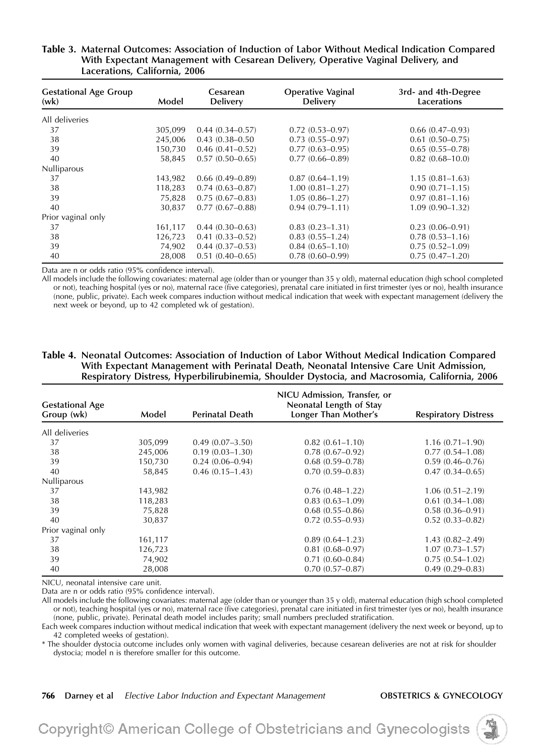**Table 3. Maternal Outcomes: Association of Induction of Labor Without Medical Indication Compared With Expectant Management with Cesarean Delivery, Operative Vaginal Delivery, and Lacerations, California, 2006**

| Gestational Age Group (wk) | Model | Cesarean Delivery | Operative Vaginal Delivery | 3rd- and 4th-Degree Lacerations |
|---|---|---|---|---|
| All deliveries | | | | |
| 37 | 305,099 | 0.44 (0.34–0.57) | 0.72 (0.53–0.97) | 0.66 (0.47–0.93) |
| 38 | 245,006 | 0.43 (0.38–0.50 | 0.73 (0.55–0.97) | 0.61 (0.50–0.75) |
| 39 | 150,730 | 0.46 (0.41–0.52) | 0.77 (0.63–0.95) | 0.65 (0.55–0.78) |
| 40 | 58,845 | 0.57 (0.50–0.65) | 0.77 (0.66–0.89) | 0.82 (0.68–10.0) |
| Nulliparous | | | | |
| 37 | 143,982 | 0.66 (0.49–0.89) | 0.87 (0.64–1.19) | 1.15 (0.81–1.63) |
| 38 | 118,283 | 0.74 (0.63–0.87) | 1.00 (0.81–1.27) | 0.90 (0.71–1.15) |
| 39 | 75,828 | 0.75 (0.67–0.83) | 1.05 (0.86–1.27) | 0.97 (0.81–1.16) |
| 40 | 30,837 | 0.77 (0.67–0.88) | 0.94 (0.79–1.11) | 1.09 (0.90–1.32) |
| Prior vaginal only | | | | |
| 37 | 161,117 | 0.44 (0.30–0.63) | 0.83 (0.23–1.31) | 0.23 (0.06–0.91) |
| 38 | 126,723 | 0.41 (0.33–0.52) | 0.83 (0.55–1.24) | 0.78 (0.53–1.16) |
| 39 | 74,902 | 0.44 (0.37–0.53) | 0.84 (0.65–1.10) | 0.75 (0.52–1.09) |
| 40 | 28,008 | 0.51 (0.40–0.65) | 0.78 (0.60–0.99) | 0.75 (0.47–1.20) |

Data are n or odds ratio (95% confidence interval).

All models include the following covariates: maternal age (older than or younger than 35 y old), maternal education (high school completed or not), teaching hospital (yes or no), maternal race (five categories), prenatal care initiated in first trimester (yes or no), health insurance (none, public, private). Each week compares induction without medical indication that week with expectant management (delivery the next week or beyond, up to 42 completed wk of gestation).

**Table 4. Neonatal Outcomes: Association of Induction of Labor Without Medical Indication Compared With Expectant Management with Perinatal Death, Neonatal Intensive Care Unit Admission, Respiratory Distress, Hyperbilirubinemia, Shoulder Dystocia, and Macrosomia, California, 2006**

| Gestational Age Group (wk) | Model | Perinatal Death | NICU Admission, Transfer, or Neonatal Length of Stay Longer Than Mother's | Respiratory Distress |
|---|---|---|---|---|
| All deliveries | | | | |
| 37 | 305,099 | 0.49 (0.07–3.50) | 0.82 (0.61–1.10) | 1.16 (0.71–1.90) |
| 38 | 245,006 | 0.19 (0.03–1.30) | 0.78 (0.67–0.92) | 0.77 (0.54–1.08) |
| 39 | 150,730 | 0.24 (0.06–0.94) | 0.68 (0.59–0.78) | 0.59 (0.46–0.76) |
| 40 | 58,845 | 0.46 (0.15–1.43) | 0.70 (0.59–0.83) | 0.47 (0.34–0.65) |
| Nulliparous | | | | |
| 37 | 143,982 | | 0.76 (0.48–1.22) | 1.06 (0.51–2.19) |
| 38 | 118,283 | | 0.83 (0.63–1.09) | 0.61 (0.34–1.08) |
| 39 | 75,828 | | 0.68 (0.55–0.86) | 0.58 (0.36–0.91) |
| 40 | 30,837 | | 0.72 (0.55–0.93) | 0.52 (0.33–0.82) |
| Prior vaginal only | | | | |
| 37 | 161,117 | | 0.89 (0.64–1.23) | 1.43 (0.82–2.49) |
| 38 | 126,723 | | 0.81 (0.68–0.97) | 1.07 (0.73–1.57) |
| 39 | 74,902 | | 0.71 (0.60–0.84) | 0.75 (0.54–1.02) |
| 40 | 28,008 | | 0.70 (0.57–0.87) | 0.49 (0.29–0.83) |

NICU, neonatal intensive care unit.

Data are n or odds ratio (95% confidence interval).

All models include the following covariates: maternal age (older than or younger than 35 y old), maternal education (high school completed or not), teaching hospital (yes or no), maternal race (five categories), prenatal care initiated in first trimester (yes or no), health insurance (none, public, private). Perinatal death model includes parity; small numbers precluded stratification.

Each week compares induction without medical indication that week with expectant management (delivery the next week or beyond, up to 42 completed weeks of gestation).

* The shoulder dystocia outcome includes only women with vaginal deliveries, because cesarean deliveries are not at risk for shoulder dystocia; model n is therefore smaller for this outcome.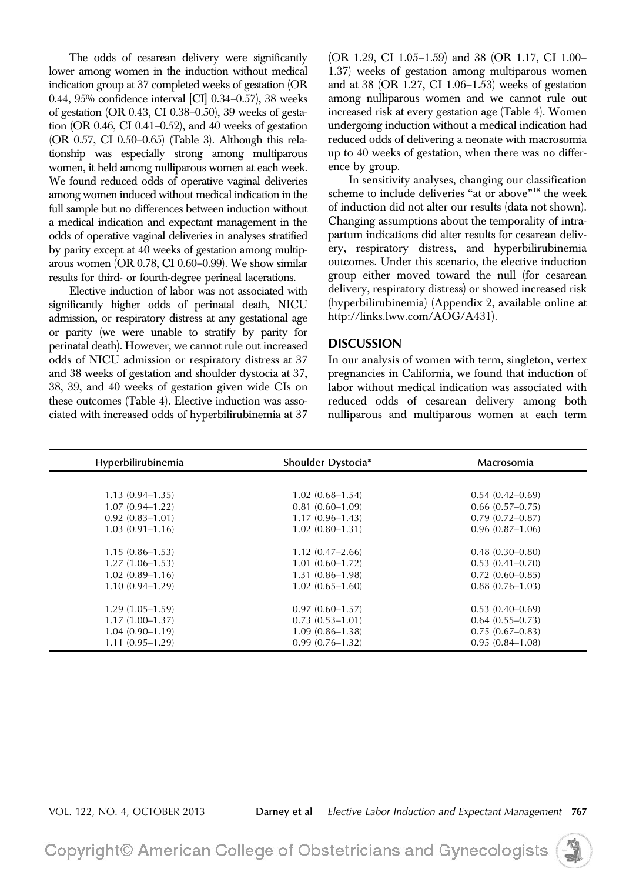The odds of cesarean delivery were significantly lower among women in the induction without medical indication group at 37 completed weeks of gestation (OR 0.44, 95% confidence interval [CI] 0.34–0.57), 38 weeks of gestation (OR 0.43, CI 0.38–0.50), 39 weeks of gestation (OR 0.46, CI 0.41–0.52), and 40 weeks of gestation (OR 0.57, CI 0.50–0.65) (Table 3). Although this relationship was especially strong among multiparous women, it held among nulliparous women at each week. We found reduced odds of operative vaginal deliveries among women induced without medical indication in the full sample but no differences between induction without a medical indication and expectant management in the odds of operative vaginal deliveries in analyses stratified by parity except at 40 weeks of gestation among multiparous women (OR 0.78, CI 0.60–0.99). We show similar results for third- or fourth-degree perineal lacerations.

Elective induction of labor was not associated with significantly higher odds of perinatal death, NICU admission, or respiratory distress at any gestational age or parity (we were unable to stratify by parity for perinatal death). However, we cannot rule out increased odds of NICU admission or respiratory distress at 37 and 38 weeks of gestation and shoulder dystocia at 37, 38, 39, and 40 weeks of gestation given wide CIs on these outcomes (Table 4). Elective induction was associated with increased odds of hyperbilirubinemia at 37 (OR 1.29, CI 1.05–1.59) and 38 (OR 1.17, CI 1.00–1.37) weeks of gestation among multiparous women and at 38 (OR 1.27, CI 1.06–1.53) weeks of gestation among nulliparous women and we cannot rule out increased risk at every gestation age (Table 4). Women undergoing induction without a medical indication had reduced odds of delivering a neonate with macrosomia up to 40 weeks of gestation, when there was no difference by group.

In sensitivity analyses, changing our classification scheme to include deliveries "at or above"[18] the week of induction did not alter our results (data not shown). Changing assumptions about the temporality of intrapartum indications did alter results for cesarean delivery, respiratory distress, and hyperbilirubinemia outcomes. Under this scenario, the elective induction group either moved toward the null (for cesarean delivery, respiratory distress) or showed increased risk (hyperbilirubinemia) (Appendix 2, available online at http://links.lww.com/AOG/A431).

## DISCUSSION

In our analysis of women with term, singleton, vertex pregnancies in California, we found that induction of labor without medical indication was associated with reduced odds of cesarean delivery among both nulliparous and multiparous women at each term

| Hyperbilirubinemia | Shoulder Dystocia* | Macrosomia |
|---|---|---|
| | | |
| 1.13 (0.94–1.35) | 1.02 (0.68–1.54) | 0.54 (0.42–0.69) |
| 1.07 (0.94–1.22) | 0.81 (0.60–1.09) | 0.66 (0.57–0.75) |
| 0.92 (0.83–1.01) | 1.17 (0.96–1.43) | 0.79 (0.72–0.87) |
| 1.03 (0.91–1.16) | 1.02 (0.80–1.31) | 0.96 (0.87–1.06) |
| | | |
| 1.15 (0.86–1.53) | 1.12 (0.47–2.66) | 0.48 (0.30–0.80) |
| 1.27 (1.06–1.53) | 1.01 (0.60–1.72) | 0.53 (0.41–0.70) |
| 1.02 (0.89–1.16) | 1.31 (0.86–1.98) | 0.72 (0.60–0.85) |
| 1.10 (0.94–1.29) | 1.02 (0.65–1.60) | 0.88 (0.76–1.03) |
| | | |
| 1.29 (1.05–1.59) | 0.97 (0.60–1.57) | 0.53 (0.40–0.69) |
| 1.17 (1.00–1.37) | 0.73 (0.53–1.01) | 0.64 (0.55–0.73) |
| 1.04 (0.90–1.19) | 1.09 (0.86–1.38) | 0.75 (0.67–0.83) |
| 1.11 (0.95–1.29) | 0.99 (0.76–1.32) | 0.95 (0.84–1.08) |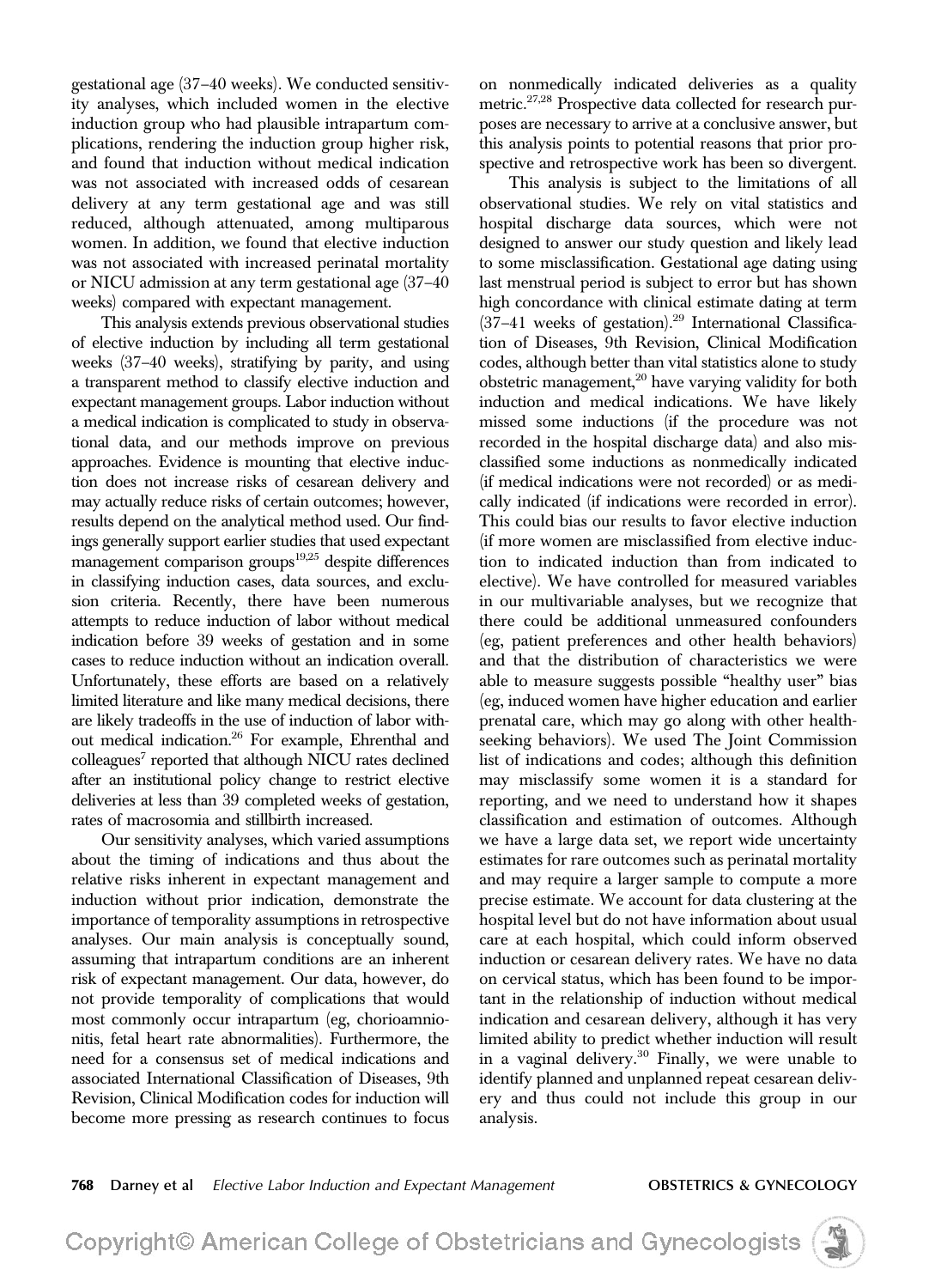gestational age (37–40 weeks). We conducted sensitivity analyses, which included women in the elective induction group who had plausible intrapartum complications, rendering the induction group higher risk, and found that induction without medical indication was not associated with increased odds of cesarean delivery at any term gestational age and was still reduced, although attenuated, among multiparous women. In addition, we found that elective induction was not associated with increased perinatal mortality or NICU admission at any term gestational age (37–40 weeks) compared with expectant management.

This analysis extends previous observational studies of elective induction by including all term gestational weeks (37–40 weeks), stratifying by parity, and using a transparent method to classify elective induction and expectant management groups. Labor induction without a medical indication is complicated to study in observational data, and our methods improve on previous approaches. Evidence is mounting that elective induction does not increase risks of cesarean delivery and may actually reduce risks of certain outcomes; however, results depend on the analytical method used. Our findings generally support earlier studies that used expectant management comparison groups[19,25] despite differences in classifying induction cases, data sources, and exclusion criteria. Recently, there have been numerous attempts to reduce induction of labor without medical indication before 39 weeks of gestation and in some cases to reduce induction without an indication overall. Unfortunately, these efforts are based on a relatively limited literature and like many medical decisions, there are likely tradeoffs in the use of induction of labor without medical indication.[26] For example, Ehrenthal and colleagues[7] reported that although NICU rates declined after an institutional policy change to restrict elective deliveries at less than 39 completed weeks of gestation, rates of macrosomia and stillbirth increased.

Our sensitivity analyses, which varied assumptions about the timing of indications and thus about the relative risks inherent in expectant management and induction without prior indication, demonstrate the importance of temporality assumptions in retrospective analyses. Our main analysis is conceptually sound, assuming that intrapartum conditions are an inherent risk of expectant management. Our data, however, do not provide temporality of complications that would most commonly occur intrapartum (eg, chorioamnionitis, fetal heart rate abnormalities). Furthermore, the need for a consensus set of medical indications and associated International Classification of Diseases, 9th Revision, Clinical Modification codes for induction will become more pressing as research continues to focus on nonmedically indicated deliveries as a quality metric.[27,28] Prospective data collected for research purposes are necessary to arrive at a conclusive answer, but this analysis points to potential reasons that prior prospective and retrospective work has been so divergent.

This analysis is subject to the limitations of all observational studies. We rely on vital statistics and hospital discharge data sources, which were not designed to answer our study question and likely lead to some misclassification. Gestational age dating using last menstrual period is subject to error but has shown high concordance with clinical estimate dating at term (37–41 weeks of gestation).[29] International Classification of Diseases, 9th Revision, Clinical Modification codes, although better than vital statistics alone to study obstetric management,[20] have varying validity for both induction and medical indications. We have likely missed some inductions (if the procedure was not recorded in the hospital discharge data) and also misclassified some inductions as nonmedically indicated (if medical indications were not recorded) or as medically indicated (if indications were recorded in error). This could bias our results to favor elective induction (if more women are misclassified from elective induction to indicated induction than from indicated to elective). We have controlled for measured variables in our multivariable analyses, but we recognize that there could be additional unmeasured confounders (eg, patient preferences and other health behaviors) and that the distribution of characteristics we were able to measure suggests possible "healthy user" bias (eg, induced women have higher education and earlier prenatal care, which may go along with other health-seeking behaviors). We used The Joint Commission list of indications and codes; although this definition may misclassify some women it is a standard for reporting, and we need to understand how it shapes classification and estimation of outcomes. Although we have a large data set, we report wide uncertainty estimates for rare outcomes such as perinatal mortality and may require a larger sample to compute a more precise estimate. We account for data clustering at the hospital level but do not have information about usual care at each hospital, which could inform observed induction or cesarean delivery rates. We have no data on cervical status, which has been found to be important in the relationship of induction without medical indication and cesarean delivery, although it has very limited ability to predict whether induction will result in a vaginal delivery.[30] Finally, we were unable to identify planned and unplanned repeat cesarean delivery and thus could not include this group in our analysis.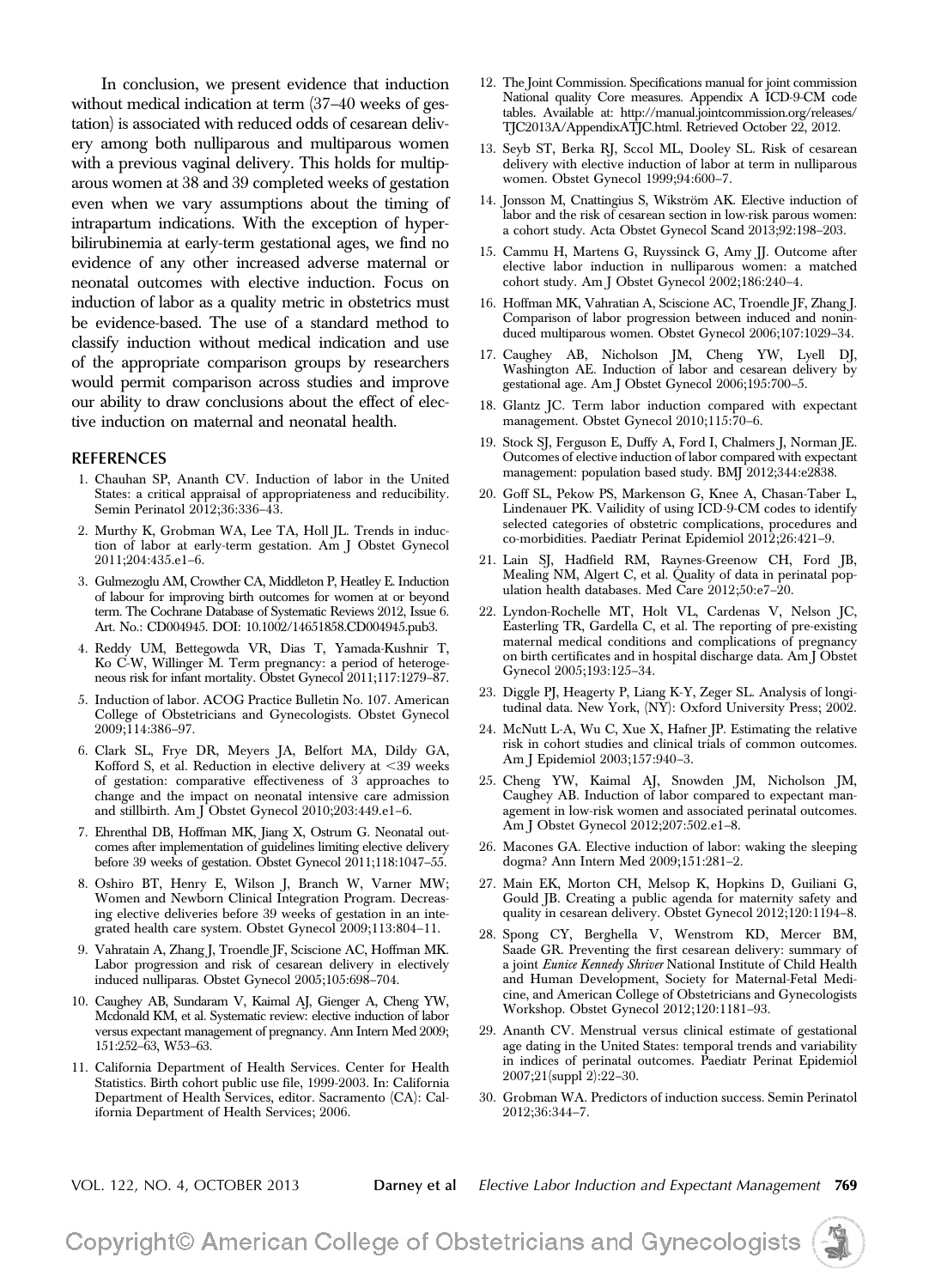In conclusion, we present evidence that induction without medical indication at term (37–40 weeks of gestation) is associated with reduced odds of cesarean delivery among both nulliparous and multiparous women with a previous vaginal delivery. This holds for multiparous women at 38 and 39 completed weeks of gestation even when we vary assumptions about the timing of intrapartum indications. With the exception of hyperbilirubinemia at early-term gestational ages, we find no evidence of any other increased adverse maternal or neonatal outcomes with elective induction. Focus on induction of labor as a quality metric in obstetrics must be evidence-based. The use of a standard method to classify induction without medical indication and use of the appropriate comparison groups by researchers would permit comparison across studies and improve our ability to draw conclusions about the effect of elective induction on maternal and neonatal health.

## REFERENCES

1. Chauhan SP, Ananth CV. Induction of labor in the United States: a critical appraisal of appropriateness and reducibility. Semin Perinatol 2012;36:336–43.
2. Murthy K, Grobman WA, Lee TA, Holl JL. Trends in induction of labor at early-term gestation. Am J Obstet Gynecol 2011;204:435.e1–6.
3. Gulmezoglu AM, Crowther CA, Middleton P, Heatley E. Induction of labour for improving birth outcomes for women at or beyond term. The Cochrane Database of Systematic Reviews 2012, Issue 6. Art. No.: CD004945. DOI: 10.1002/14651858.CD004945.pub3.
4. Reddy UM, Bettegowda VR, Dias T, Yamada-Kushnir T, Ko C-W, Willinger M. Term pregnancy: a period of heterogeneous risk for infant mortality. Obstet Gynecol 2011;117:1279–87.
5. Induction of labor. ACOG Practice Bulletin No. 107. American College of Obstetricians and Gynecologists. Obstet Gynecol 2009;114:386–97.
6. Clark SL, Frye DR, Meyers JA, Belfort MA, Dildy GA, Kofford S, et al. Reduction in elective delivery at <39 weeks of gestation: comparative effectiveness of 3 approaches to change and the impact on neonatal intensive care admission and stillbirth. Am J Obstet Gynecol 2010;203:449.e1–6.
7. Ehrenthal DB, Hoffman MK, Jiang X, Ostrum G. Neonatal outcomes after implementation of guidelines limiting elective delivery before 39 weeks of gestation. Obstet Gynecol 2011;118:1047–55.
8. Oshiro BT, Henry E, Wilson J, Branch W, Varner MW; Women and Newborn Clinical Integration Program. Decreasing elective deliveries before 39 weeks of gestation in an integrated health care system. Obstet Gynecol 2009;113:804–11.
9. Vahratain A, Zhang J, Troendle JF, Sciscione AC, Hoffman MK. Labor progression and risk of cesarean delivery in electively induced nulliparas. Obstet Gynecol 2005;105:698–704.
10. Caughey AB, Sundaram V, Kaimal AJ, Gienger A, Cheng YW, Mcdonald KM, et al. Systematic review: elective induction of labor versus expectant management of pregnancy. Ann Intern Med 2009; 151:252–63, W53–63.
11. California Department of Health Services. Center for Health Statistics. Birth cohort public use file, 1999-2003. In: California Department of Health Services, editor. Sacramento (CA): California Department of Health Services; 2006.
12. The Joint Commission. Specifications manual for joint commission National quality Core measures. Appendix A ICD-9-CM code tables. Available at: http://manual.jointcommission.org/releases/TJC2013A/AppendixATJC.html. Retrieved October 22, 2012.
13. Seyb ST, Berka RJ, Sccol ML, Dooley SL. Risk of cesarean delivery with elective induction of labor at term in nulliparous women. Obstet Gynecol 1999;94:600–7.
14. Jonsson M, Cnattingius S, Wikström AK. Elective induction of labor and the risk of cesarean section in low-risk parous women: a cohort study. Acta Obstet Gynecol Scand 2013;92:198–203.
15. Cammu H, Martens G, Ruyssinck G, Amy JJ. Outcome after elective labor induction in nulliparous women: a matched cohort study. Am J Obstet Gynecol 2002;186:240–4.
16. Hoffman MK, Vahratian A, Sciscione AC, Troendle JF, Zhang J. Comparison of labor progression between induced and noninduced multiparous women. Obstet Gynecol 2006;107:1029–34.
17. Caughey AB, Nicholson JM, Cheng YW, Lyell DJ, Washington AE. Induction of labor and cesarean delivery by gestational age. Am J Obstet Gynecol 2006;195:700–5.
18. Glantz JC. Term labor induction compared with expectant management. Obstet Gynecol 2010;115:70–6.
19. Stock SJ, Ferguson E, Duffy A, Ford I, Chalmers J, Norman JE. Outcomes of elective induction of labor compared with expectant management: population based study. BMJ 2012;344:e2838.
20. Goff SL, Pekow PS, Markenson G, Knee A, Chasan-Taber L, Lindenauer PK. Vailidity of using ICD-9-CM codes to identify selected categories of obstetric complications, procedures and co-morbidities. Paediatr Perinat Epidemiol 2012;26:421–9.
21. Lain SJ, Hadfield RM, Raynes-Greenow CH, Ford JB, Mealing NM, Algert C, et al. Quality of data in perinatal population health databases. Med Care 2012;50:e7–20.
22. Lyndon-Rochelle MT, Holt VL, Cardenas V, Nelson JC, Easterling TR, Gardella C, et al. The reporting of pre-existing maternal medical conditions and complications of pregnancy on birth certificates and in hospital discharge data. Am J Obstet Gynecol 2005;193:125–34.
23. Diggle PJ, Heagerty P, Liang K-Y, Zeger SL. Analysis of longitudinal data. New York, (NY): Oxford University Press; 2002.
24. McNutt L-A, Wu C, Xue X, Hafner JP. Estimating the relative risk in cohort studies and clinical trials of common outcomes. Am J Epidemiol 2003;157:940–3.
25. Cheng YW, Kaimal AJ, Snowden JM, Nicholson JM, Caughey AB. Induction of labor compared to expectant management in low-risk women and associated perinatal outcomes. Am J Obstet Gynecol 2012;207:502.e1–8.
26. Macones GA. Elective induction of labor: waking the sleeping dogma? Ann Intern Med 2009;151:281–2.
27. Main EK, Morton CH, Melsop K, Hopkins D, Guiliani G, Gould JB. Creating a public agenda for maternity safety and quality in cesarean delivery. Obstet Gynecol 2012;120:1194–8.
28. Spong CY, Berghella V, Wenstrom KD, Mercer BM, Saade GR. Preventing the first cesarean delivery: summary of a joint *Eunice Kennedy Shriver* National Institute of Child Health and Human Development, Society for Maternal-Fetal Medicine, and American College of Obstetricians and Gynecologists Workshop. Obstet Gynecol 2012;120:1181–93.
29. Ananth CV. Menstrual versus clinical estimate of gestational age dating in the United States: temporal trends and variability in indices of perinatal outcomes. Paediatr Perinat Epidemiol 2007;21(suppl 2):22–30.
30. Grobman WA. Predictors of induction success. Semin Perinatol 2012;36:344–7.